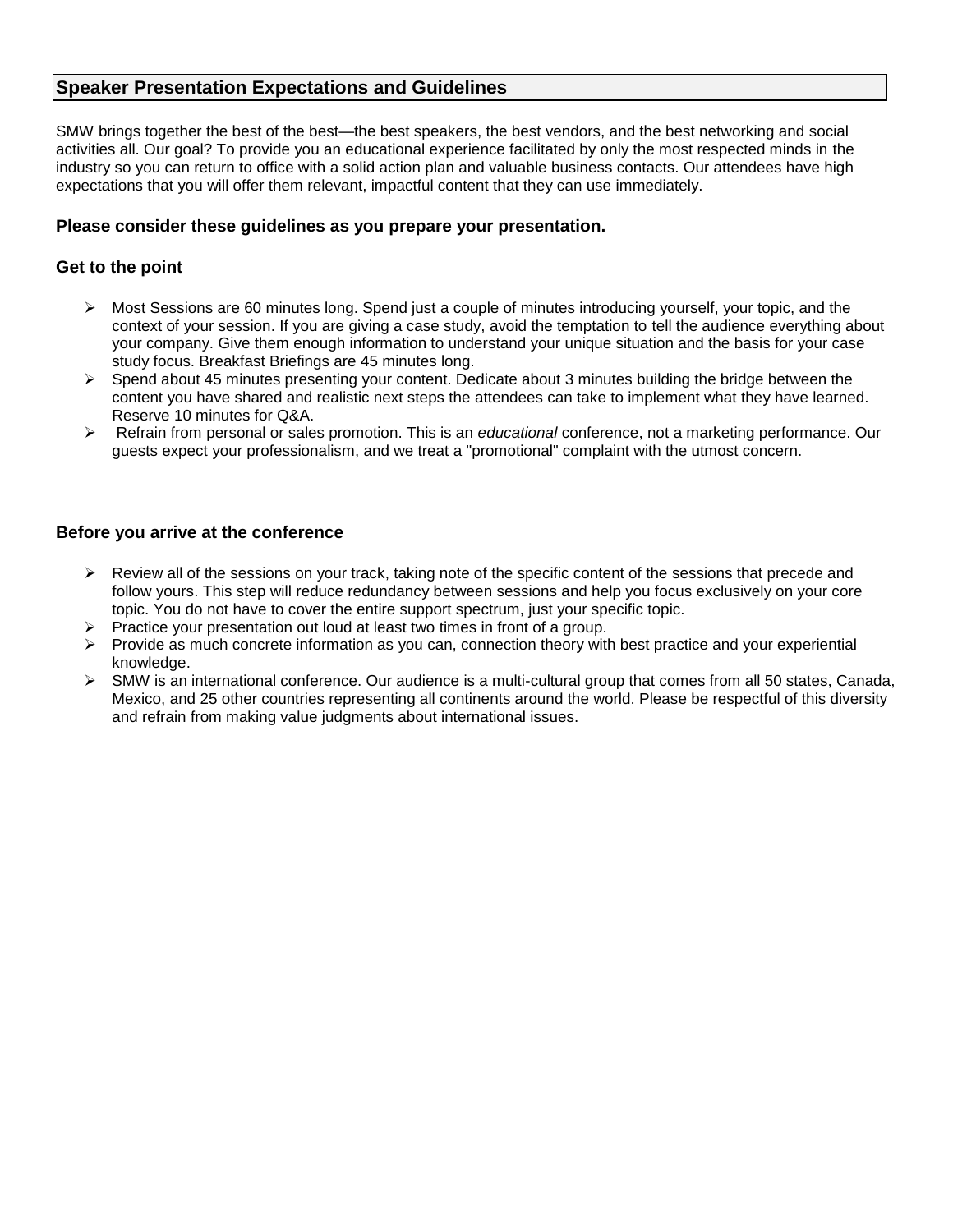## Speaker Presentation Expectations and Guidelines

SMW brings together the best of the best—the best speakers, the best vendors, and the best networking and social activities all. Our goal? To provide you an educational experience facilitated by only the most respected minds in the industry so you can return to office with a solid action plan and valuable business contacts. Our attendees have high expectations that you will offer them relevant, impactful content that they can use immediately.

### Please consider these guidelines as you prepare your presentation.

### Get to the point

- Most Sessions are 60 minutes long. Spend just a couple of minutes introducing yourself, your topic, and the context of your session. If you are giving a case study, avoid the temptation to tell the audience everything about your company. Give them enough information to understand your unique situation and the basis for your case study focus. Breakfast Briefings are 45 minutes long.
- Spend about 45 minutes presenting your content. Dedicate about 3 minutes building the bridge between the content you have shared and realistic next steps the attendees can take to implement what they have learned. Reserve 10 minutes for Q&A.
- Refrain from personal or sales promotion. This is an *educational* conference, not a marketing performance. Our guests expect your professionalism, and we treat a "promotional" complaint with the utmost concern.

### Before you arrive at the conference

- Review all of the sessions on your track, taking note of the specific content of the sessions that precede and follow yours. This step will reduce redundancy between sessions and help you focus exclusively on your core topic. You do not have to cover the entire support spectrum, just your specific topic.
- Practice your presentation out loud at least two times in front of a group.
- Provide as much concrete information as you can, connection theory with best practice and your experiential knowledge.
- SMW is an international conference. Our audience is a multi-cultural group that comes from all 50 states, Canada, Mexico, and 25 other countries representing all continents around the world. Please be respectful of this diversity and refrain from making value judgments about international issues.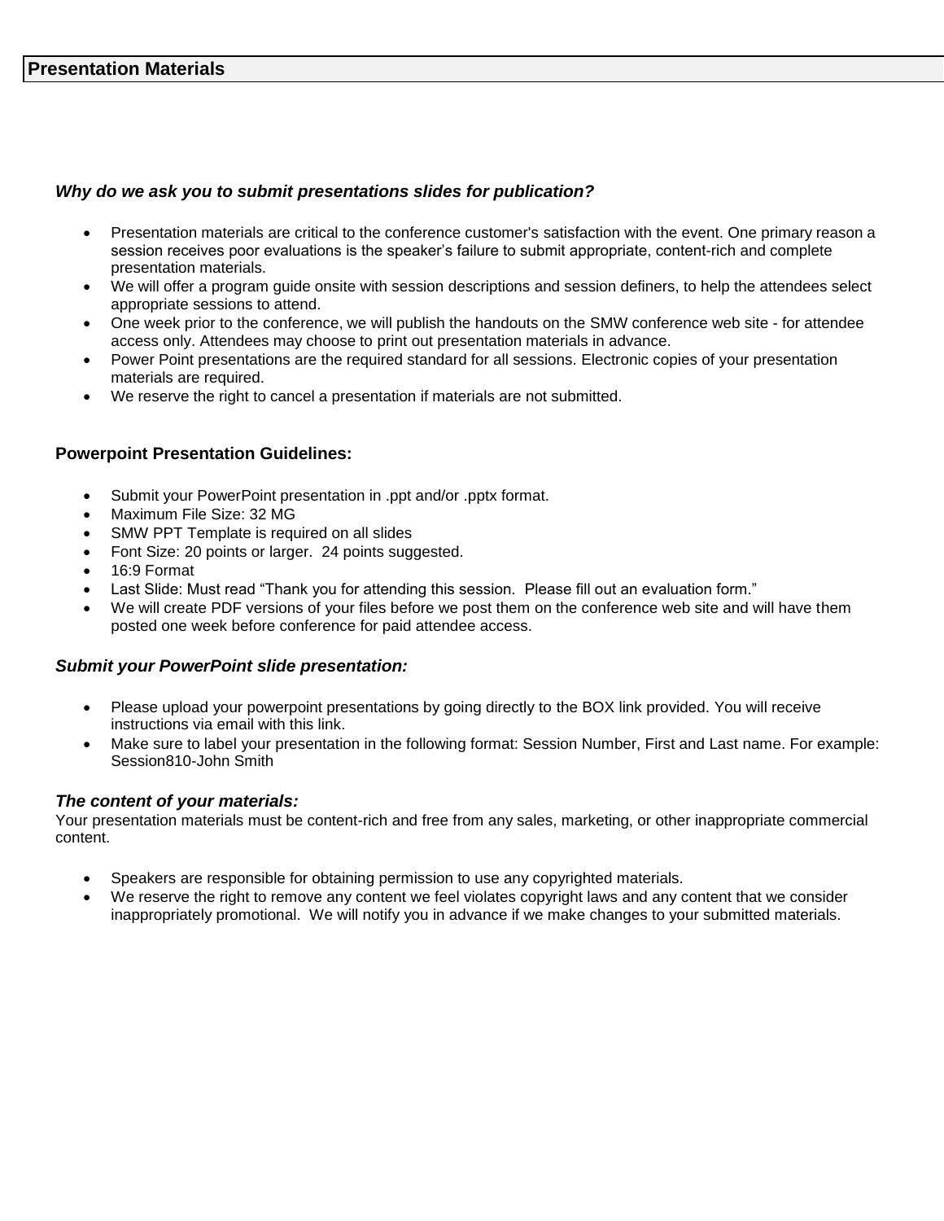## Presentation Materials

### *Why do we ask you to submit presentations slides for publication?*

- Presentation materials are critical to the conference customer's satisfaction with the event. One primary reason a session receives poor evaluations is the speaker's failure to submit appropriate, content-rich and complete presentation materials.
- We will offer a program guide onsite with session descriptions and session definers, to help the attendees select appropriate sessions to attend.
- One week prior to the conference, we will publish the handouts on the SMW conference web site - for attendee access only. Attendees may choose to print out presentation materials in advance.
- Power Point presentations are the required standard for all sessions. Electronic copies of your presentation materials are required.
- We reserve the right to cancel a presentation if materials are not submitted.

### Powerpoint Presentation Guidelines:

- Submit your PowerPoint presentation in .ppt and/or .pptx format.
- Maximum File Size: 32 MG
- SMW PPT Template is required on all slides
- Font Size: 20 points or larger. 24 points suggested.
- 16:9 Format
- Last Slide: Must read "Thank you for attending this session. Please fill out an evaluation form."
- We will create PDF versions of your files before we post them on the conference web site and will have them posted one week before conference for paid attendee access.

### *Submit your PowerPoint slide presentation:*

- Please upload your powerpoint presentations by going directly to the BOX link provided. You will receive instructions via email with this link.
- Make sure to label your presentation in the following format: Session Number, First and Last name. For example: Session810-John Smith

### *The content of your materials:*

Your presentation materials must be content-rich and free from any sales, marketing, or other inappropriate commercial content.

- Speakers are responsible for obtaining permission to use any copyrighted materials.
- We reserve the right to remove any content we feel violates copyright laws and any content that we consider inappropriately promotional. We will notify you in advance if we make changes to your submitted materials.